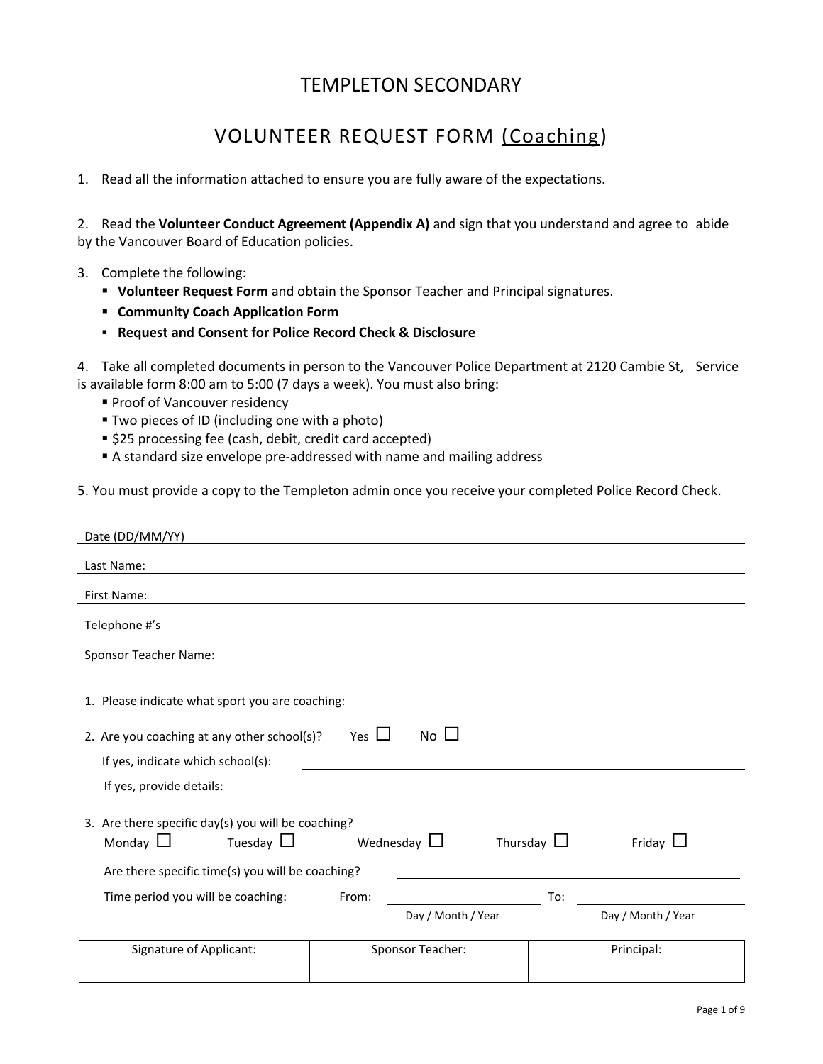# TEMPLETON SECONDARY

## VOLUNTEER REQUEST FORM (Coaching)

1. Read all the information attached to ensure you are fully aware of the expectations.

2. Read the **Volunteer Conduct Agreement (Appendix A)** and sign that you understand and agree to abide by the Vancouver Board of Education policies.

3. Complete the following:
   - **Volunteer Request Form** and obtain the Sponsor Teacher and Principal signatures.
   - **Community Coach Application Form**
   - **Request and Consent for Police Record Check & Disclosure**

4. Take all completed documents in person to the Vancouver Police Department at 2120 Cambie St, Service is available form 8:00 am to 5:00 (7 days a week). You must also bring:
   - Proof of Vancouver residency
   - Two pieces of ID (including one with a photo)
   - $25 processing fee (cash, debit, credit card accepted)
   - A standard size envelope pre-addressed with name and mailing address

5. You must provide a copy to the Templeton admin once you receive your completed Police Record Check.

Date (DD/MM/YY) ______________________________

Last Name: ______________________________

First Name: ______________________________

Telephone #'s ______________________________

Sponsor Teacher Name: ______________________________

1. Please indicate what sport you are coaching: ______________________________

2. Are you coaching at any other school(s)? Yes ☐ No ☐

   If yes, indicate which school(s): ______________________________

   If yes, provide details: ______________________________

3. Are there specific day(s) you will be coaching?

   Monday ☐ Tuesday ☐ Wednesday ☐ Thursday ☐ Friday ☐

   Are there specific time(s) you will be coaching? ______________________________

   Time period you will be coaching: From: ______________ To: ______________

   Day / Month / Year Day / Month / Year

| Signature of Applicant: | Sponsor Teacher: | Principal: |
| --- | --- | --- |
| | | |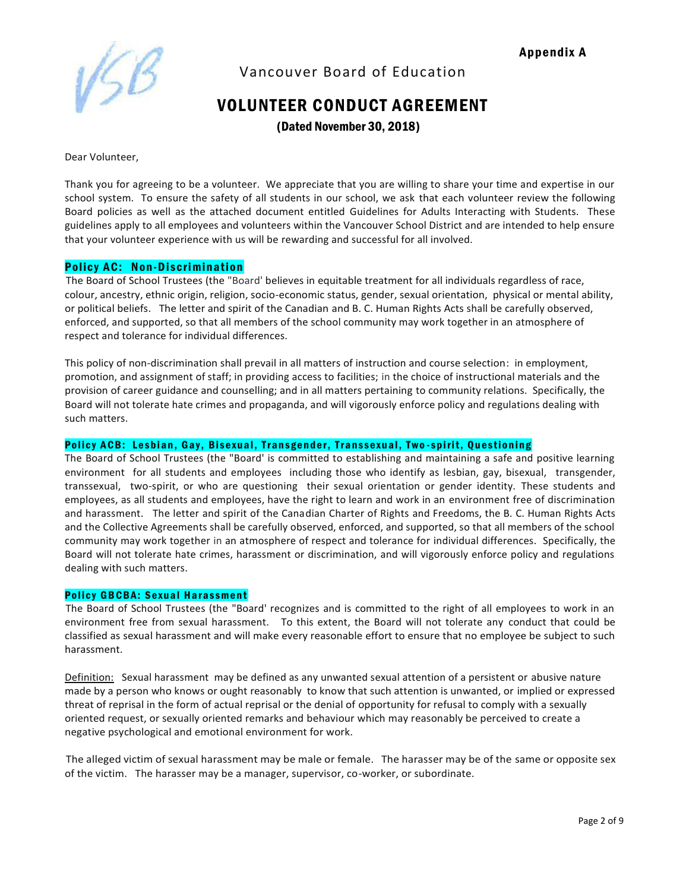Appendix A

Vancouver Board of Education

# VOLUNTEER CONDUCT AGREEMENT

**(Dated November 30, 2018)**

Dear Volunteer,

Thank you for agreeing to be a volunteer. We appreciate that you are willing to share your time and expertise in our school system. To ensure the safety of all students in our school, we ask that each volunteer review the following Board policies as well as the attached document entitled Guidelines for Adults Interacting with Students. These guidelines apply to all employees and volunteers within the Vancouver School District and are intended to help ensure that your volunteer experience with us will be rewarding and successful for all involved.

## Policy AC: Non-Discrimination

The Board of School Trustees (the "Board' believes in equitable treatment for all individuals regardless of race, colour, ancestry, ethnic origin, religion, socio-economic status, gender, sexual orientation, physical or mental ability, or political beliefs. The letter and spirit of the Canadian and B. C. Human Rights Acts shall be carefully observed, enforced, and supported, so that all members of the school community may work together in an atmosphere of respect and tolerance for individual differences.

This policy of non-discrimination shall prevail in all matters of instruction and course selection: in employment, promotion, and assignment of staff; in providing access to facilities; in the choice of instructional materials and the provision of career guidance and counselling; and in all matters pertaining to community relations. Specifically, the Board will not tolerate hate crimes and propaganda, and will vigorously enforce policy and regulations dealing with such matters.

## Policy ACB: Lesbian, Gay, Bisexual, Transgender, Transsexual, Two-spirit, Questioning

The Board of School Trustees (the "Board' is committed to establishing and maintaining a safe and positive learning environment for all students and employees including those who identify as lesbian, gay, bisexual, transgender, transsexual, two-spirit, or who are questioning their sexual orientation or gender identity. These students and employees, as all students and employees, have the right to learn and work in an environment free of discrimination and harassment. The letter and spirit of the Canadian Charter of Rights and Freedoms, the B. C. Human Rights Acts and the Collective Agreements shall be carefully observed, enforced, and supported, so that all members of the school community may work together in an atmosphere of respect and tolerance for individual differences. Specifically, the Board will not tolerate hate crimes, harassment or discrimination, and will vigorously enforce policy and regulations dealing with such matters.

## Policy GBCBA: Sexual Harassment

The Board of School Trustees (the "Board' recognizes and is committed to the right of all employees to work in an environment free from sexual harassment. To this extent, the Board will not tolerate any conduct that could be classified as sexual harassment and will make every reasonable effort to ensure that no employee be subject to such harassment.

Definition: Sexual harassment may be defined as any unwanted sexual attention of a persistent or abusive nature made by a person who knows or ought reasonably to know that such attention is unwanted, or implied or expressed threat of reprisal in the form of actual reprisal or the denial of opportunity for refusal to comply with a sexually oriented request, or sexually oriented remarks and behaviour which may reasonably be perceived to create a negative psychological and emotional environment for work.

The alleged victim of sexual harassment may be male or female. The harasser may be of the same or opposite sex of the victim. The harasser may be a manager, supervisor, co-worker, or subordinate.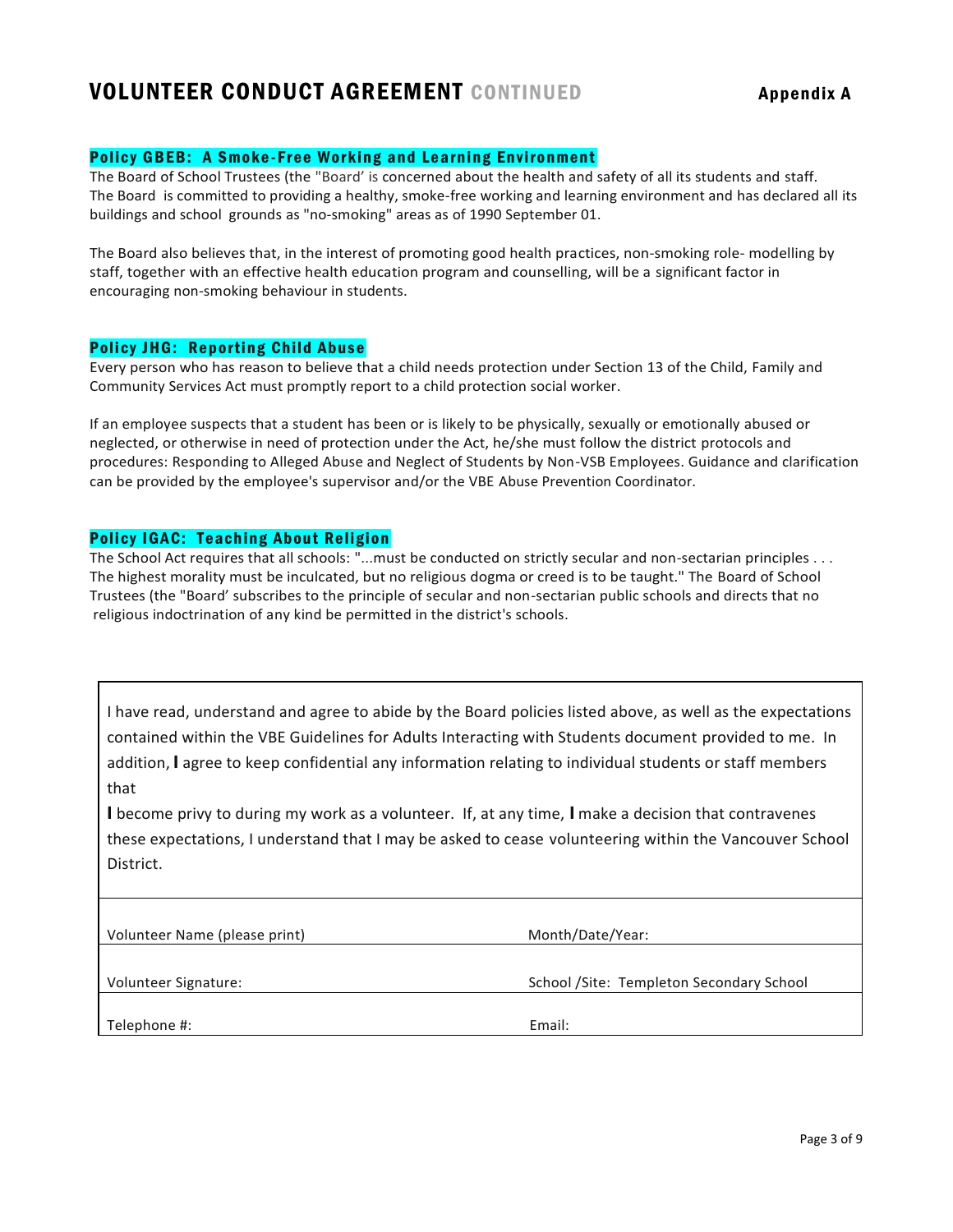# VOLUNTEER CONDUCT AGREEMENT CONTINUED

**Appendix A**

### Policy GBEB: A Smoke-Free Working and Learning Environment

The Board of School Trustees (the "Board' is concerned about the health and safety of all its students and staff. The Board is committed to providing a healthy, smoke-free working and learning environment and has declared all its buildings and school grounds as "no-smoking" areas as of 1990 September 01.

The Board also believes that, in the interest of promoting good health practices, non-smoking role- modelling by staff, together with an effective health education program and counselling, will be a significant factor in encouraging non-smoking behaviour in students.

### Policy JHG: Reporting Child Abuse

Every person who has reason to believe that a child needs protection under Section 13 of the Child, Family and Community Services Act must promptly report to a child protection social worker.

If an employee suspects that a student has been or is likely to be physically, sexually or emotionally abused or neglected, or otherwise in need of protection under the Act, he/she must follow the district protocols and procedures: Responding to Alleged Abuse and Neglect of Students by Non-VSB Employees. Guidance and clarification can be provided by the employee's supervisor and/or the VBE Abuse Prevention Coordinator.

### Policy IGAC: Teaching About Religion

The School Act requires that all schools: "...must be conducted on strictly secular and non-sectarian principles . . . The highest morality must be inculcated, but no religious dogma or creed is to be taught." The Board of School Trustees (the "Board' subscribes to the principle of secular and non-sectarian public schools and directs that no religious indoctrination of any kind be permitted in the district's schools.

I have read, understand and agree to abide by the Board policies listed above, as well as the expectations contained within the VBE Guidelines for Adults Interacting with Students document provided to me. In addition, **I** agree to keep confidential any information relating to individual students or staff members that **I** become privy to during my work as a volunteer. If, at any time, **I** make a decision that contravenes these expectations, I understand that I may be asked to cease volunteering within the Vancouver School District.

| | |
|---|---|
| Volunteer Name (please print) | Month/Date/Year: |
| Volunteer Signature: | School /Site: Templeton Secondary School |
| Telephone #: | Email: |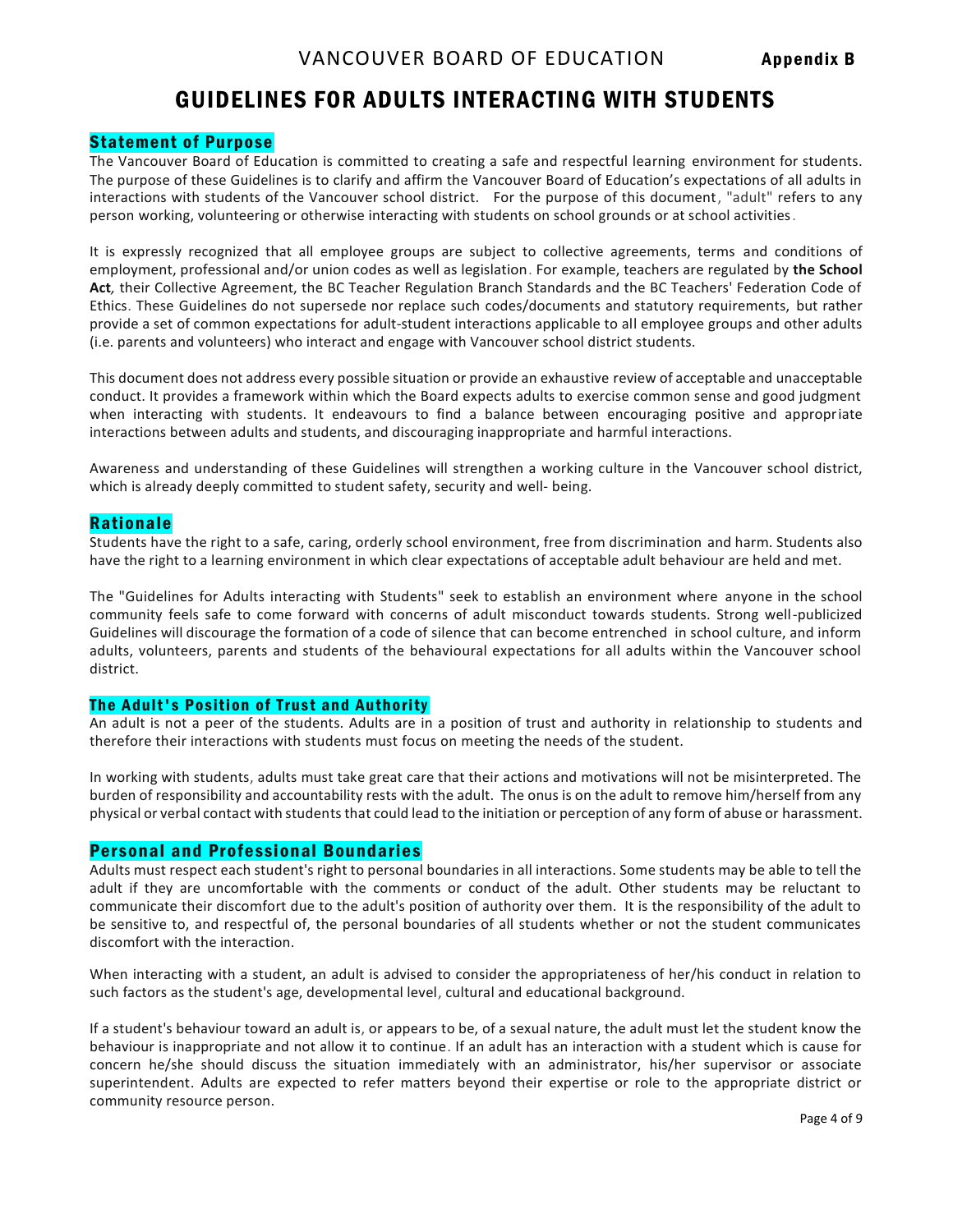VANCOUVER BOARD OF EDUCATION **Appendix B**

# GUIDELINES FOR ADULTS INTERACTING WITH STUDENTS

## Statement of Purpose

The Vancouver Board of Education is committed to creating a safe and respectful learning environment for students. The purpose of these Guidelines is to clarify and affirm the Vancouver Board of Education's expectations of all adults in interactions with students of the Vancouver school district. For the purpose of this document, "adult" refers to any person working, volunteering or otherwise interacting with students on school grounds or at school activities.

It is expressly recognized that all employee groups are subject to collective agreements, terms and conditions of employment, professional and/or union codes as well as legislation. For example, teachers are regulated by **the School Act***,* their Collective Agreement, the BC Teacher Regulation Branch Standards and the BC Teachers' Federation Code of Ethics. These Guidelines do not supersede nor replace such codes/documents and statutory requirements, but rather provide a set of common expectations for adult-student interactions applicable to all employee groups and other adults (i.e. parents and volunteers) who interact and engage with Vancouver school district students.

This document does not address every possible situation or provide an exhaustive review of acceptable and unacceptable conduct. It provides a framework within which the Board expects adults to exercise common sense and good judgment when interacting with students. It endeavours to find a balance between encouraging positive and appropriate interactions between adults and students, and discouraging inappropriate and harmful interactions.

Awareness and understanding of these Guidelines will strengthen a working culture in the Vancouver school district, which is already deeply committed to student safety, security and well- being.

## Rationale

Students have the right to a safe, caring, orderly school environment, free from discrimination and harm. Students also have the right to a learning environment in which clear expectations of acceptable adult behaviour are held and met.

The "Guidelines for Adults interacting with Students" seek to establish an environment where anyone in the school community feels safe to come forward with concerns of adult misconduct towards students. Strong well-publicized Guidelines will discourage the formation of a code of silence that can become entrenched in school culture, and inform adults, volunteers, parents and students of the behavioural expectations for all adults within the Vancouver school district.

### The Adult's Position of Trust and Authority

An adult is not a peer of the students. Adults are in a position of trust and authority in relationship to students and therefore their interactions with students must focus on meeting the needs of the student.

In working with students, adults must take great care that their actions and motivations will not be misinterpreted. The burden of responsibility and accountability rests with the adult. The onus is on the adult to remove him/herself from any physical or verbal contact with students that could lead to the initiation or perception of any form of abuse or harassment.

## Personal and Professional Boundaries

Adults must respect each student's right to personal boundaries in all interactions. Some students may be able to tell the adult if they are uncomfortable with the comments or conduct of the adult. Other students may be reluctant to communicate their discomfort due to the adult's position of authority over them. It is the responsibility of the adult to be sensitive to, and respectful of, the personal boundaries of all students whether or not the student communicates discomfort with the interaction.

When interacting with a student, an adult is advised to consider the appropriateness of her/his conduct in relation to such factors as the student's age, developmental level, cultural and educational background.

If a student's behaviour toward an adult is, or appears to be, of a sexual nature, the adult must let the student know the behaviour is inappropriate and not allow it to continue. If an adult has an interaction with a student which is cause for concern he/she should discuss the situation immediately with an administrator, his/her supervisor or associate superintendent. Adults are expected to refer matters beyond their expertise or role to the appropriate district or community resource person.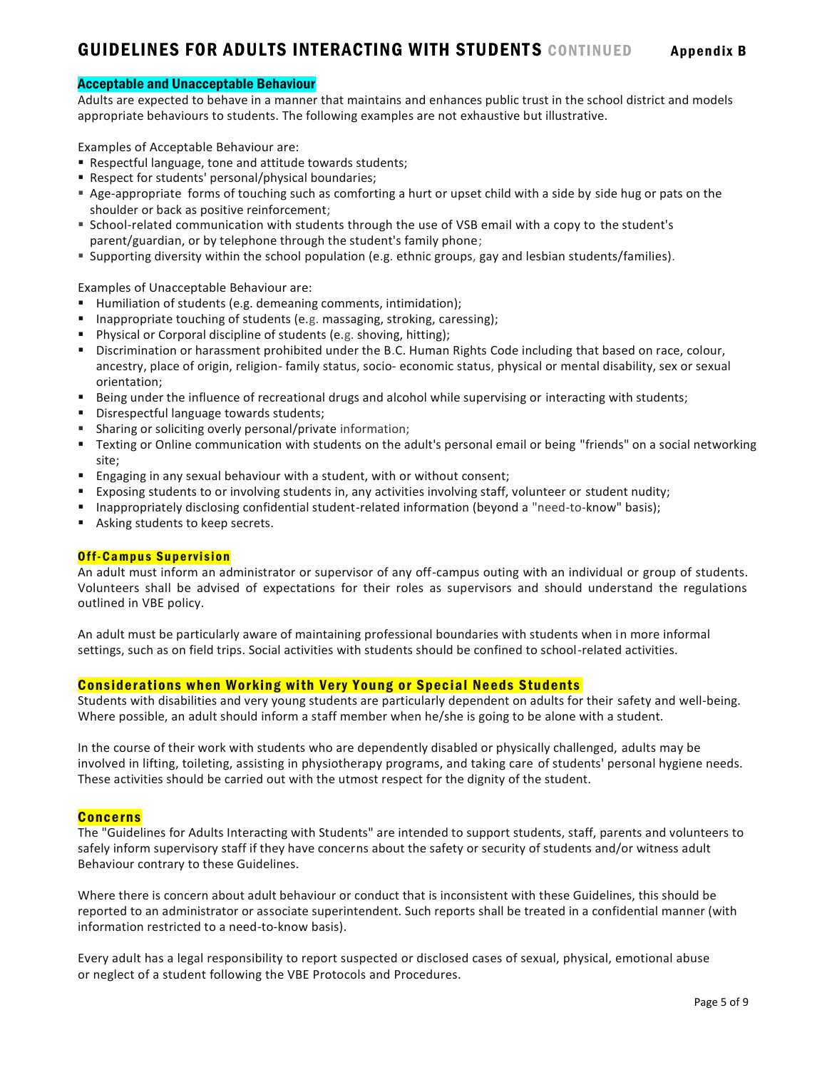## Acceptable and Unacceptable Behaviour

Adults are expected to behave in a manner that maintains and enhances public trust in the school district and models appropriate behaviours to students. The following examples are not exhaustive but illustrative.

Examples of Acceptable Behaviour are:

- Respectful language, tone and attitude towards students;
- Respect for students' personal/physical boundaries;
- Age-appropriate forms of touching such as comforting a hurt or upset child with a side by side hug or pats on the shoulder or back as positive reinforcement;
- School-related communication with students through the use of VSB email with a copy to the student's parent/guardian, or by telephone through the student's family phone;
- Supporting diversity within the school population (e.g. ethnic groups, gay and lesbian students/families).

Examples of Unacceptable Behaviour are:

- Humiliation of students (e.g. demeaning comments, intimidation);
- Inappropriate touching of students (e.g. massaging, stroking, caressing);
- Physical or Corporal discipline of students (e.g. shoving, hitting);
- Discrimination or harassment prohibited under the B.C. Human Rights Code including that based on race, colour, ancestry, place of origin, religion- family status, socio- economic status, physical or mental disability, sex or sexual orientation;
- Being under the influence of recreational drugs and alcohol while supervising or interacting with students;
- Disrespectful language towards students;
- Sharing or soliciting overly personal/private information;
- Texting or Online communication with students on the adult's personal email or being "friends" on a social networking site;
- Engaging in any sexual behaviour with a student, with or without consent;
- Exposing students to or involving students in, any activities involving staff, volunteer or student nudity;
- Inappropriately disclosing confidential student-related information (beyond a "need-to-know" basis);
- Asking students to keep secrets.

## Off-Campus Supervision

An adult must inform an administrator or supervisor of any off-campus outing with an individual or group of students. Volunteers shall be advised of expectations for their roles as supervisors and should understand the regulations outlined in VBE policy.

An adult must be particularly aware of maintaining professional boundaries with students when in more informal settings, such as on field trips. Social activities with students should be confined to school-related activities.

## Considerations when Working with Very Young or Special Needs Students

Students with disabilities and very young students are particularly dependent on adults for their safety and well-being. Where possible, an adult should inform a staff member when he/she is going to be alone with a student.

In the course of their work with students who are dependently disabled or physically challenged, adults may be involved in lifting, toileting, assisting in physiotherapy programs, and taking care of students' personal hygiene needs. These activities should be carried out with the utmost respect for the dignity of the student.

## Concerns

The "Guidelines for Adults Interacting with Students" are intended to support students, staff, parents and volunteers to safely inform supervisory staff if they have concerns about the safety or security of students and/or witness adult Behaviour contrary to these Guidelines.

Where there is concern about adult behaviour or conduct that is inconsistent with these Guidelines, this should be reported to an administrator or associate superintendent. Such reports shall be treated in a confidential manner (with information restricted to a need-to-know basis).

Every adult has a legal responsibility to report suspected or disclosed cases of sexual, physical, emotional abuse or neglect of a student following the VBE Protocols and Procedures.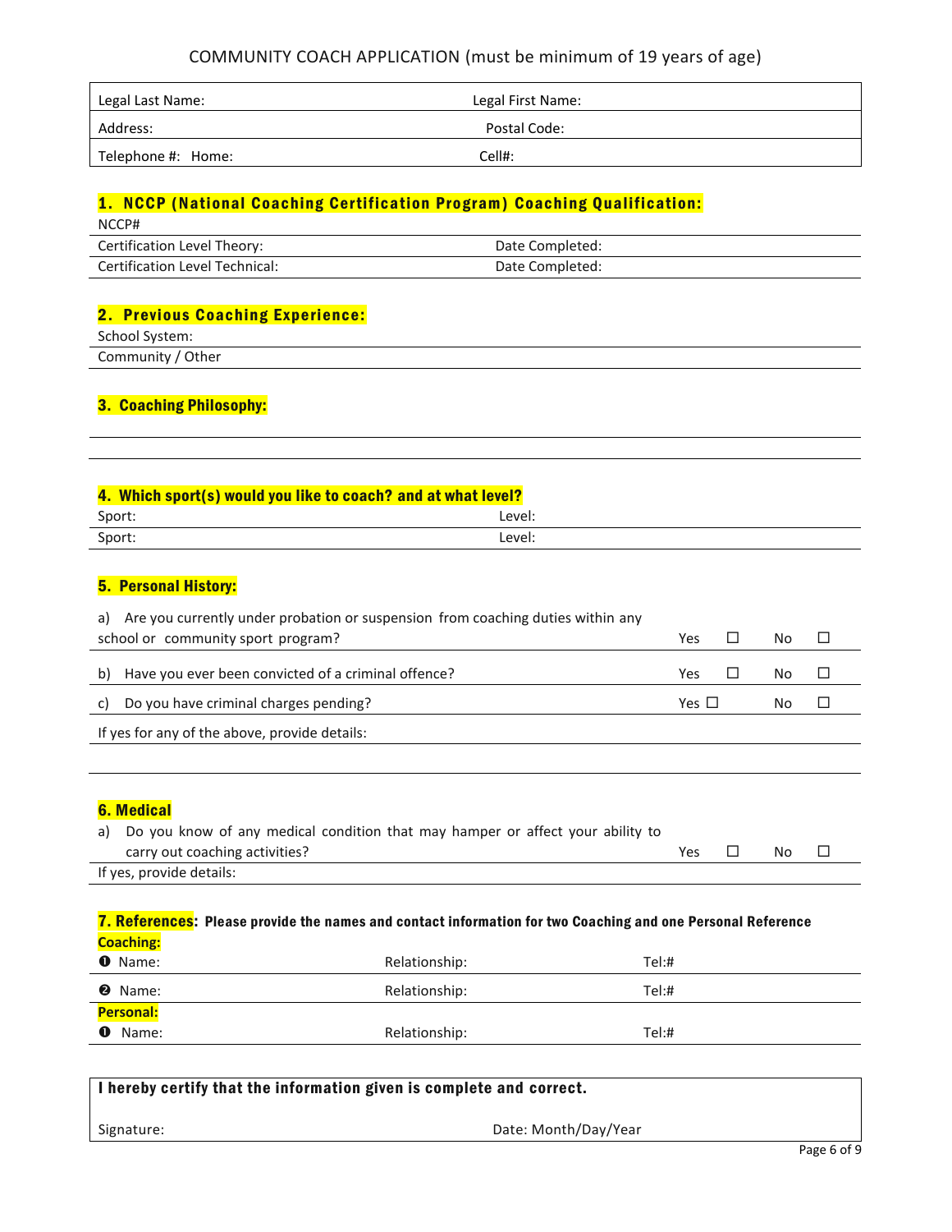# COMMUNITY COACH APPLICATION (must be minimum of 19 years of age)

| | |
|---|---|
| Legal Last Name: | Legal First Name: |
| Address: | Postal Code: |
| Telephone #: Home: | Cell#: |

## 1. NCCP (National Coaching Certification Program) Coaching Qualification:

NCCP#

| | |
|---|---|
| Certification Level Theory: | Date Completed: |
| Certification Level Technical: | Date Completed: |

## 2. Previous Coaching Experience:

School System:

Community / Other

## 3. Coaching Philosophy:

## 4. Which sport(s) would you like to coach? and at what level?

| | |
|---|---|
| Sport: | Level: |
| Sport: | Level: |

## 5. Personal History:

| | | | | |
|---|---|---|---|---|
| a) Are you currently under probation or suspension from coaching duties within any school or community sport program? | Yes | ☐ | No | ☐ |
| b) Have you ever been convicted of a criminal offence? | Yes | ☐ | No | ☐ |
| c) Do you have criminal charges pending? | Yes | ☐ | No | ☐ |

If yes for any of the above, provide details:

## 6. Medical

| | | | | |
|---|---|---|---|---|
| a) Do you know of any medical condition that may hamper or affect your ability to carry out coaching activities? | Yes | ☐ | No | ☐ |

If yes, provide details:

## 7. References: Please provide the names and contact information for two Coaching and one Personal Reference

**Coaching:**

| | | |
|---|---|---|
| ❶ Name: | Relationship: | Tel:# |
| ❷ Name: | Relationship: | Tel:# |

**Personal:**

| | | |
|---|---|---|
| ❶ Name: | Relationship: | Tel:# |

**I hereby certify that the information given is complete and correct.**

Signature: Date: Month/Day/Year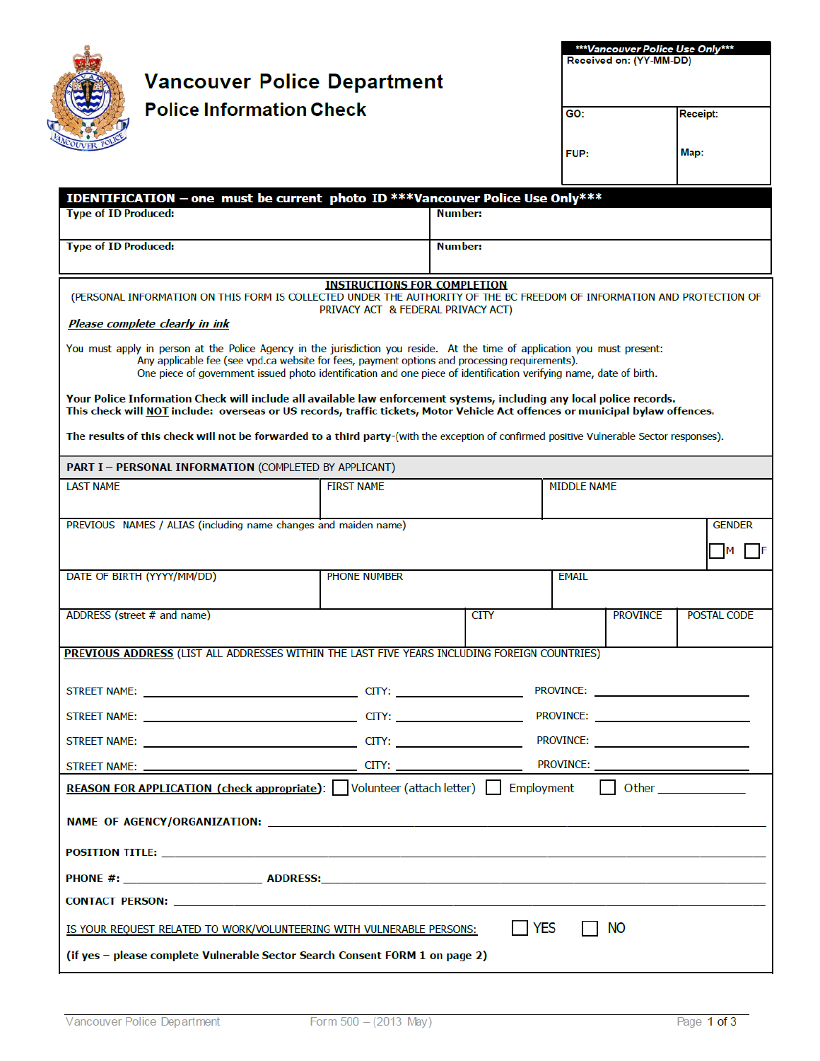# Vancouver Police Department

## Police Information Check

| ***Vancouver Police Use Only*** | |
|---|---|
| Received on: (YY-MM-DD) | |
| GO: | Receipt: |
| FUP: | Map: |

| IDENTIFICATION – one must be current photo ID ***Vancouver Police Use Only*** | |
|---|---|
| Type of ID Produced: | Number: |
| Type of ID Produced: | Number: |

### INSTRUCTIONS FOR COMPLETION

(PERSONAL INFORMATION ON THIS FORM IS COLLECTED UNDER THE AUTHORITY OF THE BC FREEDOM OF INFORMATION AND PROTECTION OF PRIVACY ACT & FEDERAL PRIVACY ACT)

***Please complete clearly in ink***

You must apply in person at the Police Agency in the jurisdiction you reside. At the time of application you must present:
- Any applicable fee (see vpd.ca website for fees, payment options and processing requirements).
- One piece of government issued photo identification and one piece of identification verifying name, date of birth.

**Your Police Information Check will include all available law enforcement systems, including any local police records.**
**This check will NOT include: overseas or US records, traffic tickets, Motor Vehicle Act offences or municipal bylaw offences.**

**The results of this check will not be forwarded to a third party**-(with the exception of confirmed positive Vulnerable Sector responses).

### PART I – PERSONAL INFORMATION (COMPLETED BY APPLICANT)

| LAST NAME | FIRST NAME | MIDDLE NAME | |
|---|---|---|---|
| PREVIOUS NAMES / ALIAS (including name changes and maiden name) | | | GENDER ☐ M ☐ F |
| DATE OF BIRTH (YYYY/MM/DD) | PHONE NUMBER | EMAIL | |
| ADDRESS (street # and name) | CITY | PROVINCE | POSTAL CODE |

**PREVIOUS ADDRESS** (LIST ALL ADDRESSES WITHIN THE LAST FIVE YEARS INCLUDING FOREIGN COUNTRIES)

STREET NAME: ____________________ CITY: ____________ PROVINCE: ____________

STREET NAME: ____________________ CITY: ____________ PROVINCE: ____________

STREET NAME: ____________________ CITY: ____________ PROVINCE: ____________

STREET NAME: ____________________ CITY: ____________ PROVINCE: ____________

**REASON FOR APPLICATION (check appropriate):** ☐ Volunteer (attach letter) ☐ Employment ☐ Other ____________

**NAME OF AGENCY/ORGANIZATION:** ______________________________

**POSITION TITLE:** ______________________________

**PHONE #:** ____________ **ADDRESS:** ______________________________

**CONTACT PERSON:** ______________________________

IS YOUR REQUEST RELATED TO WORK/VOLUNTEERING WITH VULNERABLE PERSONS: ☐ YES ☐ NO

**(if yes – please complete Vulnerable Sector Search Consent FORM 1 on page 2)**

Vancouver Police Department Form 500 – (2013 May)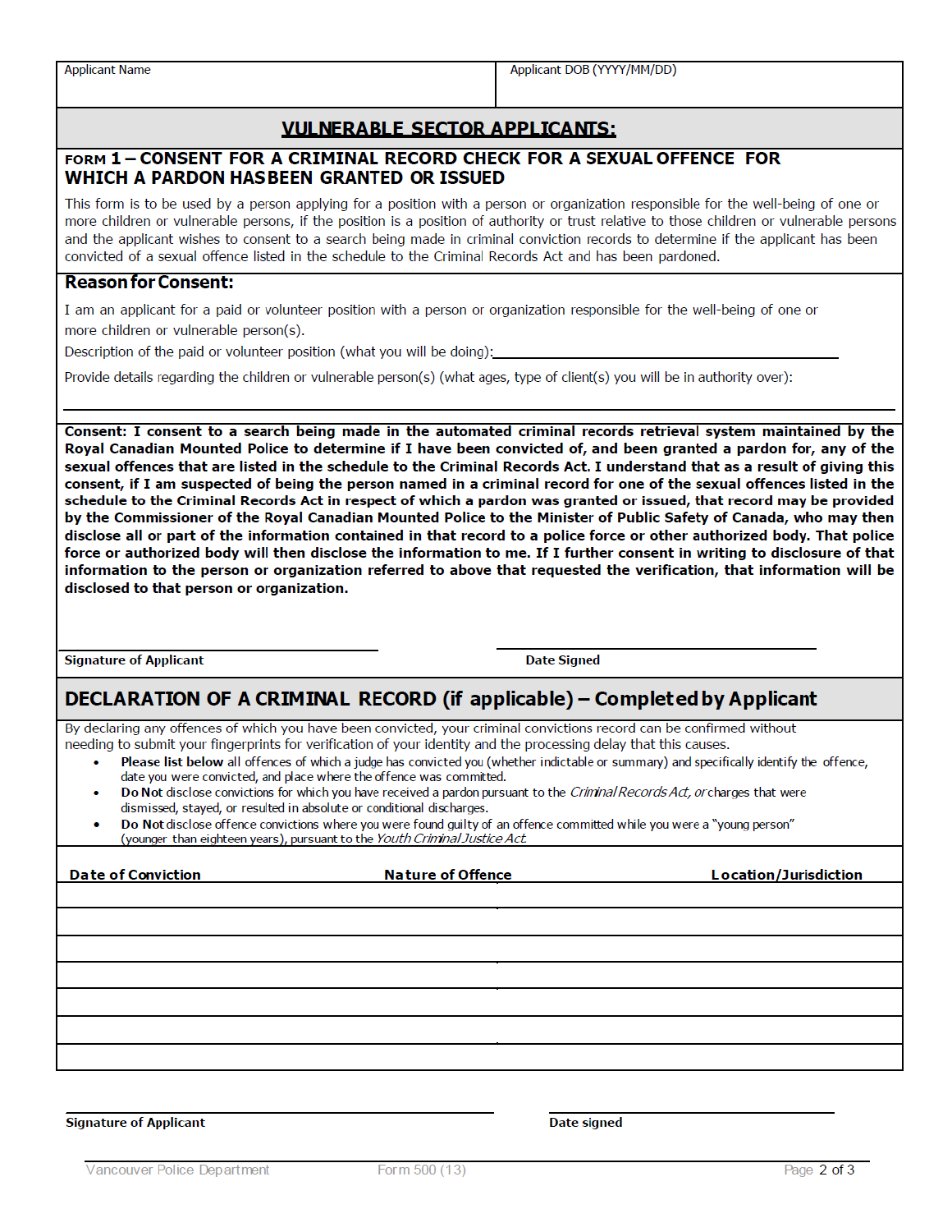| Applicant Name | Applicant DOB (YYYY/MM/DD) |
|---|---|
| | |

## VULNERABLE SECTOR APPLICANTS:

### FORM 1 – CONSENT FOR A CRIMINAL RECORD CHECK FOR A SEXUAL OFFENCE FOR WHICH A PARDON HAS BEEN GRANTED OR ISSUED

This form is to be used by a person applying for a position with a person or organization responsible for the well-being of one or more children or vulnerable persons, if the position is a position of authority or trust relative to those children or vulnerable persons and the applicant wishes to consent to a search being made in criminal conviction records to determine if the applicant has been convicted of a sexual offence listed in the schedule to the Criminal Records Act and has been pardoned.

### Reason for Consent:

I am an applicant for a paid or volunteer position with a person or organization responsible for the well-being of one or more children or vulnerable person(s).

Description of the paid or volunteer position (what you will be doing): ______________________________

Provide details regarding the children or vulnerable person(s) (what ages, type of client(s) you will be in authority over):

______________________________

**Consent: I consent to a search being made in the automated criminal records retrieval system maintained by the Royal Canadian Mounted Police to determine if I have been convicted of, and been granted a pardon for, any of the sexual offences that are listed in the schedule to the Criminal Records Act. I understand that as a result of giving this consent, if I am suspected of being the person named in a criminal record for one of the sexual offences listed in the schedule to the Criminal Records Act in respect of which a pardon was granted or issued, that record may be provided by the Commissioner of the Royal Canadian Mounted Police to the Minister of Public Safety of Canada, who may then disclose all or part of the information contained in that record to a police force or other authorized body. That police force or authorized body will then disclose the information to me. If I further consent in writing to disclosure of that information to the person or organization referred to above that requested the verification, that information will be disclosed to that person or organization.**

______________________________ ______________________________

**Signature of Applicant** **Date Signed**

## DECLARATION OF A CRIMINAL RECORD (if applicable) – Completed by Applicant

By declaring any offences of which you have been convicted, your criminal convictions record can be confirmed without needing to submit your fingerprints for verification of your identity and the processing delay that this causes.

- **Please list below** all offences of which a judge has convicted you (whether indictable or summary) and specifically identify the offence, date you were convicted, and place where the offence was committed.
- **Do Not** disclose convictions for which you have received a pardon pursuant to the *Criminal Records Act*, or charges that were dismissed, stayed, or resulted in absolute or conditional discharges.
- **Do Not** disclose offence convictions where you were found guilty of an offence committed while you were a "young person" (younger than eighteen years), pursuant to the *Youth Criminal Justice Act*.

| Date of Conviction | Nature of Offence | Location/Jurisdiction |
|---|---|---|
| | | |
| | | |
| | | |
| | | |
| | | |
| | | |
| | | |

______________________________ ______________________________

**Signature of Applicant** **Date signed**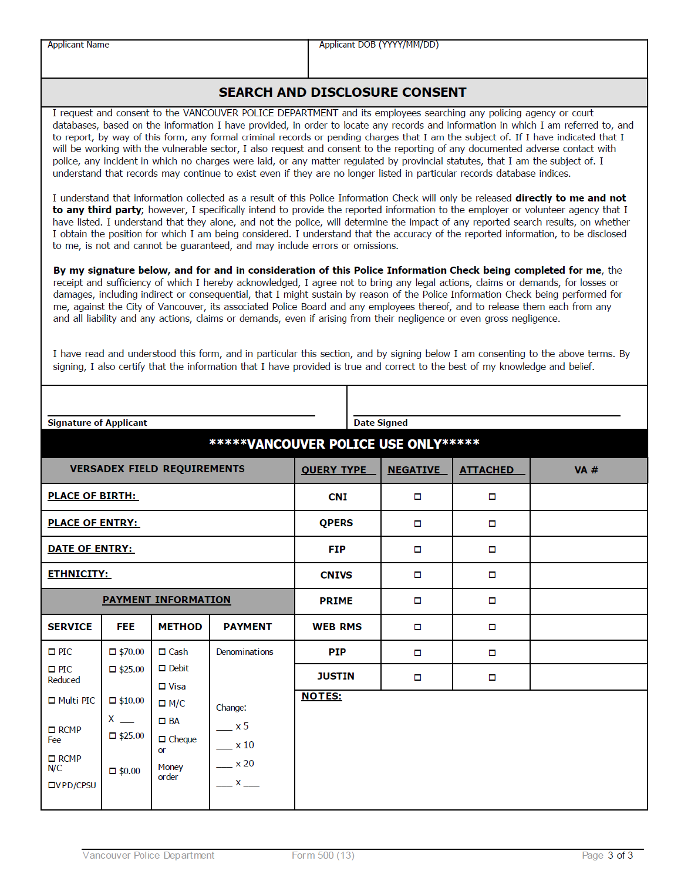| Applicant Name | Applicant DOB (YYYY/MM/DD) |
| --- | --- |
| | |

## SEARCH AND DISCLOSURE CONSENT

I request and consent to the VANCOUVER POLICE DEPARTMENT and its employees searching any policing agency or court databases, based on the information I have provided, in order to locate any records and information in which I am referred to, and to report, by way of this form, any formal criminal records or pending charges that I am the subject of. If I have indicated that I will be working with the vulnerable sector, I also request and consent to the reporting of any documented adverse contact with police, any incident in which no charges were laid, or any matter regulated by provincial statutes, that I am the subject of. I understand that records may continue to exist even if they are no longer listed in particular records database indices.

I understand that information collected as a result of this Police Information Check will only be released **directly to me and not to any third party**; however, I specifically intend to provide the reported information to the employer or volunteer agency that I have listed. I understand that they alone, and not the police, will determine the impact of any reported search results, on whether I obtain the position for which I am being considered. I understand that the accuracy of the reported information, to be disclosed to me, is not and cannot be guaranteed, and may include errors or omissions.

**By my signature below, and for and in consideration of this Police Information Check being completed for me**, the receipt and sufficiency of which I hereby acknowledged, I agree not to bring any legal actions, claims or demands, for losses or damages, including indirect or consequential, that I might sustain by reason of the Police Information Check being performed for me, against the City of Vancouver, its associated Police Board and any employees thereof, and to release them each from any and all liability and any actions, claims or demands, even if arising from their negligence or even gross negligence.

I have read and understood this form, and in particular this section, and by signing below I am consenting to the above terms. By signing, I also certify that the information that I have provided is true and correct to the best of my knowledge and belief.

| Signature of Applicant | Date Signed |
| --- | --- |
| | |

## *****VANCOUVER POLICE USE ONLY*****

| VERSADEX FIELD REQUIREMENTS | QUERY TYPE | NEGATIVE | ATTACHED | VA # |
| --- | --- | --- | --- | --- |
| PLACE OF BIRTH: | CNI | ☐ | ☐ | |
| PLACE OF ENTRY: | QPERS | ☐ | ☐ | |
| DATE OF ENTRY: | FIP | ☐ | ☐ | |
| ETHNICITY: | CNIVS | ☐ | ☐ | |
| PAYMENT INFORMATION | PRIME | ☐ | ☐ | |
| | WEB RMS | ☐ | ☐ | |
| | PIP | ☐ | ☐ | |
| | JUSTIN | ☐ | ☐ | |

| SERVICE | FEE | METHOD | PAYMENT |
| --- | --- | --- | --- |
| ☐ PIC | ☐ $70.00 | ☐ Cash | Denominations |
| ☐ PIC Reduced | ☐ $25.00 | ☐ Debit | |
| | | ☐ Visa | |
| ☐ Multi PIC | ☐ $10.00 X ___ | ☐ M/C | Change: |
| ☐ RCMP Fee | ☐ $25.00 | ☐ BA | ___ x 5 |
| ☐ RCMP N/C | ☐ $0.00 | ☐ Cheque or Money order | ___ x 10 |
| ☐VPD/CPSU | | | ___ x 20 |
| | | | ___ x ___ |

**NOTES:**